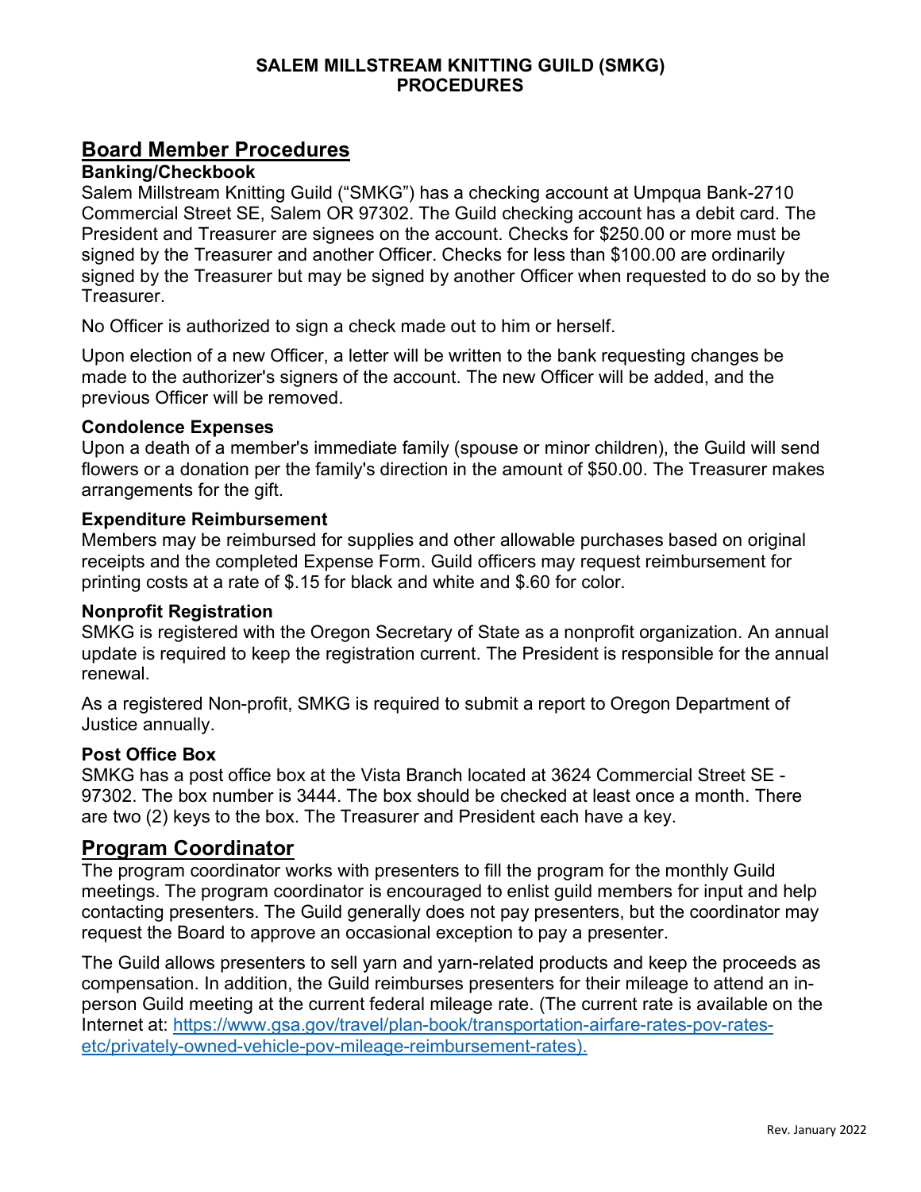# SALEM MILLSTREAM KNITTING GUILD (SMKG) PROCEDURES

## Board Member Procedures

### Banking/Checkbook

Salem Millstream Knitting Guild ("SMKG") has a checking account at Umpqua Bank-2710 Commercial Street SE, Salem OR 97302. The Guild checking account has a debit card. The President and Treasurer are signees on the account. Checks for $250.00 or more must be signed by the Treasurer and another Officer. Checks for less than $100.00 are ordinarily signed by the Treasurer but may be signed by another Officer when requested to do so by the Treasurer.

No Officer is authorized to sign a check made out to him or herself.

Upon election of a new Officer, a letter will be written to the bank requesting changes be made to the authorizer's signers of the account. The new Officer will be added, and the previous Officer will be removed.

### Condolence Expenses

Upon a death of a member's immediate family (spouse or minor children), the Guild will send flowers or a donation per the family's direction in the amount of $50.00. The Treasurer makes arrangements for the gift.

### Expenditure Reimbursement

Members may be reimbursed for supplies and other allowable purchases based on original receipts and the completed Expense Form. Guild officers may request reimbursement for printing costs at a rate of $.15 for black and white and $.60 for color.

### Nonprofit Registration

SMKG is registered with the Oregon Secretary of State as a nonprofit organization. An annual update is required to keep the registration current. The President is responsible for the annual renewal.

As a registered Non-profit, SMKG is required to submit a report to Oregon Department of Justice annually.

### Post Office Box

SMKG has a post office box at the Vista Branch located at 3624 Commercial Street SE - 97302. The box number is 3444. The box should be checked at least once a month. There are two (2) keys to the box. The Treasurer and President each have a key.

## Program Coordinator

The program coordinator works with presenters to fill the program for the monthly Guild meetings. The program coordinator is encouraged to enlist guild members for input and help contacting presenters. The Guild generally does not pay presenters, but the coordinator may request the Board to approve an occasional exception to pay a presenter.

The Guild allows presenters to sell yarn and yarn-related products and keep the proceeds as compensation. In addition, the Guild reimburses presenters for their mileage to attend an in-person Guild meeting at the current federal mileage rate. (The current rate is available on the Internet at: [https://www.gsa.gov/travel/plan-book/transportation-airfare-rates-pov-rates-etc/privately-owned-vehicle-pov-mileage-reimbursement-rates).](https://www.gsa.gov/travel/plan-book/transportation-airfare-rates-pov-rates-etc/privately-owned-vehicle-pov-mileage-reimbursement-rates)

Rev. January 2022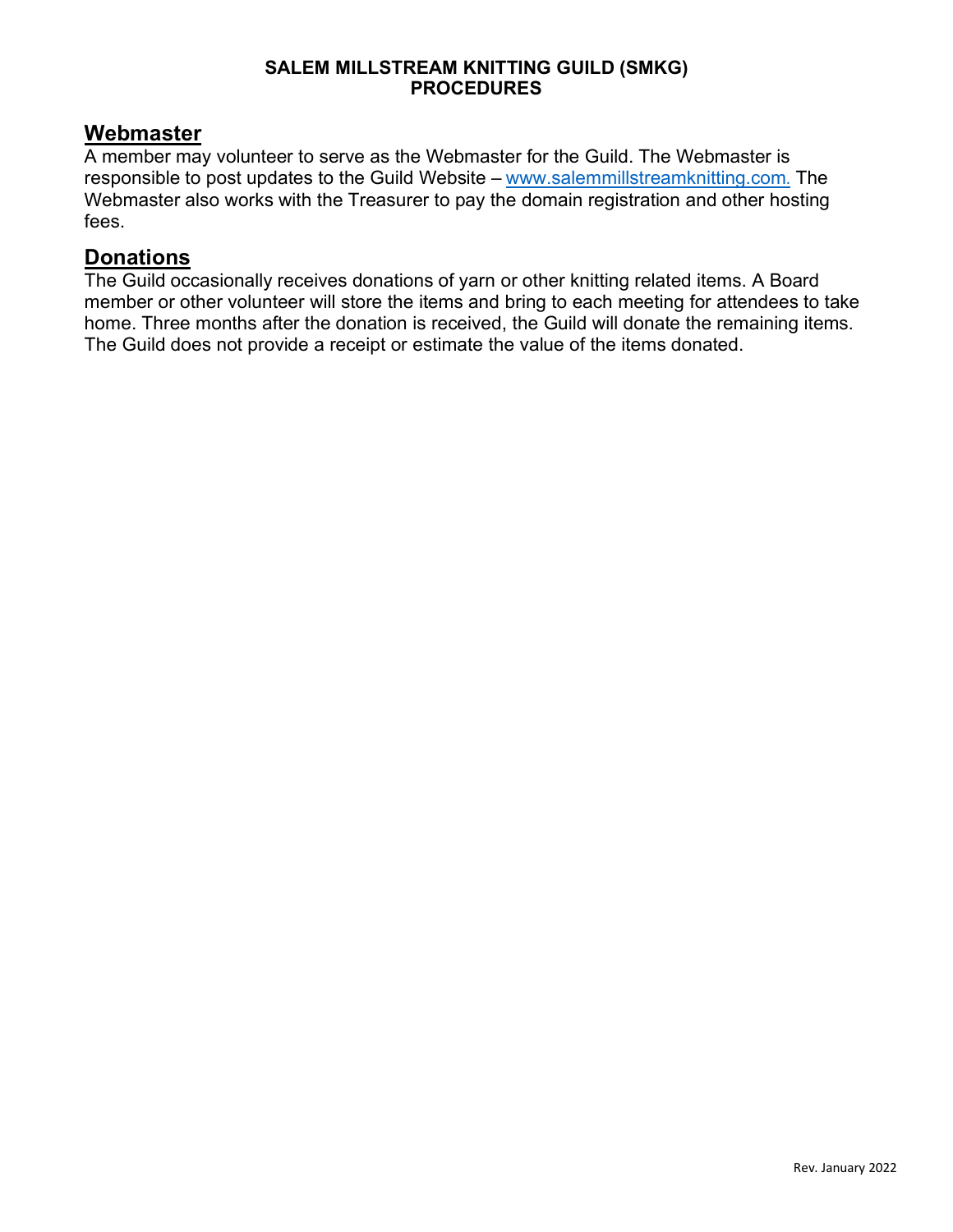**SALEM MILLSTREAM KNITTING GUILD (SMKG)**
**PROCEDURES**

## Webmaster

A member may volunteer to serve as the Webmaster for the Guild. The Webmaster is responsible to post updates to the Guild Website – www.salemmillstreamknitting.com. The Webmaster also works with the Treasurer to pay the domain registration and other hosting fees.

## Donations

The Guild occasionally receives donations of yarn or other knitting related items. A Board member or other volunteer will store the items and bring to each meeting for attendees to take home. Three months after the donation is received, the Guild will donate the remaining items. The Guild does not provide a receipt or estimate the value of the items donated.

Rev. January 2022